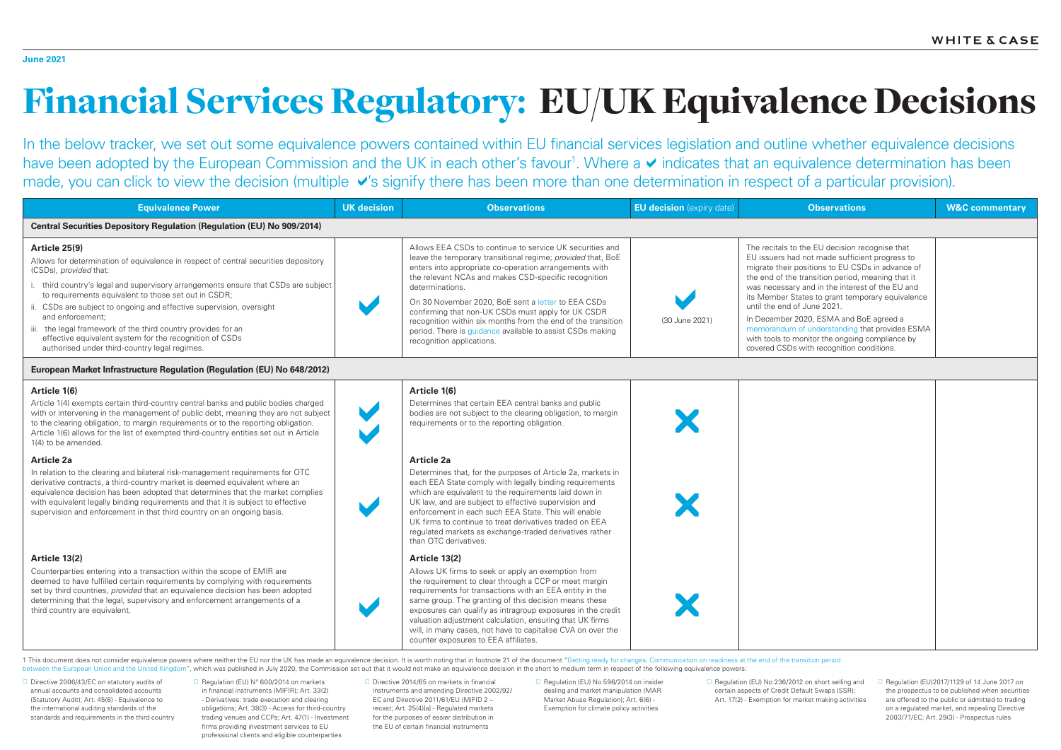June 2021

# Financial Services Regulatory: EU/UK Equivalence Decisions

In the below tracker, we set out some equivalence powers contained within EU financial services legislation and outline whether equivalence decisions have been adopted by the European Commission and the UK in each other's favour[1]. Where a ✔ indicates that an equivalence determination has been made, you can click to view the decision (multiple ✔'s signify there has been more than one determination in respect of a particular provision).

| Equivalence Power | UK decision | Observations | EU decision (expiry date) | Observations | W&C commentary |
|---|---|---|---|---|---|
| **Central Securities Depository Regulation (Regulation (EU) No 909/2014)** | | | | | |
| **Article 25(9)**<br>Allows for determination of equivalence in respect of central securities depository (CSDs), *provided* that:<br>i. third country's legal and supervisory arrangements ensure that CSDs are subject to requirements equivalent to those set out in CSDR;<br>ii. CSDs are subject to ongoing and effective supervision, oversight and enforcement;<br>iii. the legal framework of the third country provides for an effective equivalent system for the recognition of CSDs authorised under third-country legal regimes. | ✔ | Allows EEA CSDs to continue to service UK securities and leave the temporary transitional regime; *provided* that, BoE enters into appropriate co-operation arrangements with the relevant NCAs and makes CSD-specific recognition determinations.<br>On 30 November 2020, BoE sent a letter to EEA CSDs confirming that non-UK CSDs must apply for UK CSDR recognition within six months from the end of the transition period. There is guidance available to assist CSDs making recognition applications. | ✔<br>(30 June 2021) | The recitals to the EU decision recognise that EU issuers had not made sufficient progress to migrate their positions to EU CSDs in advance of the end of the transition period, meaning that it was necessary and in the interest of the EU and its Member States to grant temporary equivalence until the end of June 2021.<br>In December 2020, ESMA and BoE agreed a memorandum of understanding that provides ESMA with tools to monitor the ongoing compliance by covered CSDs with recognition conditions. | |
| **European Market Infrastructure Regulation (Regulation (EU) No 648/2012)** | | | | | |
| **Article 1(6)**<br>Article 1(4) exempts certain third-country central banks and public bodies charged with or intervening in the management of public debt, meaning they are not subject to the clearing obligation, to margin requirements or to the reporting obligation. Article 1(6) allows for the list of exempted third-country entities set out in Article 1(4) to be amended. | ✔ ✔ | **Article 1(6)**<br>Determines that certain EEA central banks and public bodies are not subject to the clearing obligation, to margin requirements or to the reporting obligation. | ✘ | | |
| **Article 2a**<br>In relation to the clearing and bilateral risk-management requirements for OTC derivative contracts, a third-country market is deemed equivalent where an equivalence decision has been adopted that determines that the market complies with equivalent legally binding requirements and that it is subject to effective supervision and enforcement in that third country on an ongoing basis. | ✔ | **Article 2a**<br>Determines that, for the purposes of Article 2a, markets in each EEA State comply with legally binding requirements which are equivalent to the requirements laid down in UK law, and are subject to effective supervision and enforcement in each such EEA State. This will enable UK firms to continue to treat derivatives traded on EEA regulated markets as exchange-traded derivatives rather than OTC derivatives. | ✘ | | |
| **Article 13(2)**<br>Counterparties entering into a transaction within the scope of EMIR are deemed to have fulfilled certain requirements by complying with requirements set by third countries, *provided* that an equivalence decision has been adopted determining that the legal, supervisory and enforcement arrangements of a third country are equivalent. | ✔ | **Article 13(2)**<br>Allows UK firms to seek or apply an exemption from the requirement to clear through a CCP or meet margin requirements for transactions with an EEA entity in the same group. The granting of this decision means these exposures can qualify as intragroup exposures in the credit valuation adjustment calculation, ensuring that UK firms will, in many cases, not have to capitalise CVA on over the counter exposures to EEA affiliates. | ✘ | | |

1 This document does not consider equivalence powers where neither the EU nor the UK has made an equivalence decision. It is worth noting that in footnote 21 of the document "Getting ready for changes: Communication on readiness at the end of the transition period between the European Union and the United Kingdom", which was published in July 2020, the Commission set out that it would not make an equivalence decision in the short to medium term in respect of the following equivalence powers:

- Directive 2006/43/EC on statutory audits of annual accounts and consolidated accounts (Statutory Audit); Art. 45(6) - Equivalence to the international auditing standards of the standards and requirements in the third country
- Regulation (EU) N° 600/2014 on markets in financial instruments (MIFIR); Art. 33(2) - Derivatives: trade execution and clearing obligations; Art. 38(3) - Access for third-country trading venues and CCPs; Art. 47(1) - Investment firms providing investment services to EU professional clients and eligible counterparties
- Directive 2014/65 on markets in financial instruments and amending Directive 2002/92/EC and Directive 2011/61/EU (MiFID 2 – recast; Art. 25(4)[a] - Regulated markets for the purposes of easier distribution in the EU of certain financial instruments
- Regulation (EU) No 596/2014 on insider dealing and market manipulation (MAR Market Abuse Regulation); Art. 6(6) - Exemption for climate policy activities
- Regulation (EU) No 236/2012 on short selling and certain aspects of Credit Default Swaps (SSR); Art. 17(2) - Exemption for market making activities
- Regulation (EU)2017/1129 of 14 June 2017 on the prospectus to be published when securities are offered to the public or admitted to trading on a regulated market, and repealing Directive 2003/71/EC; Art. 29(3) - Prospectus rules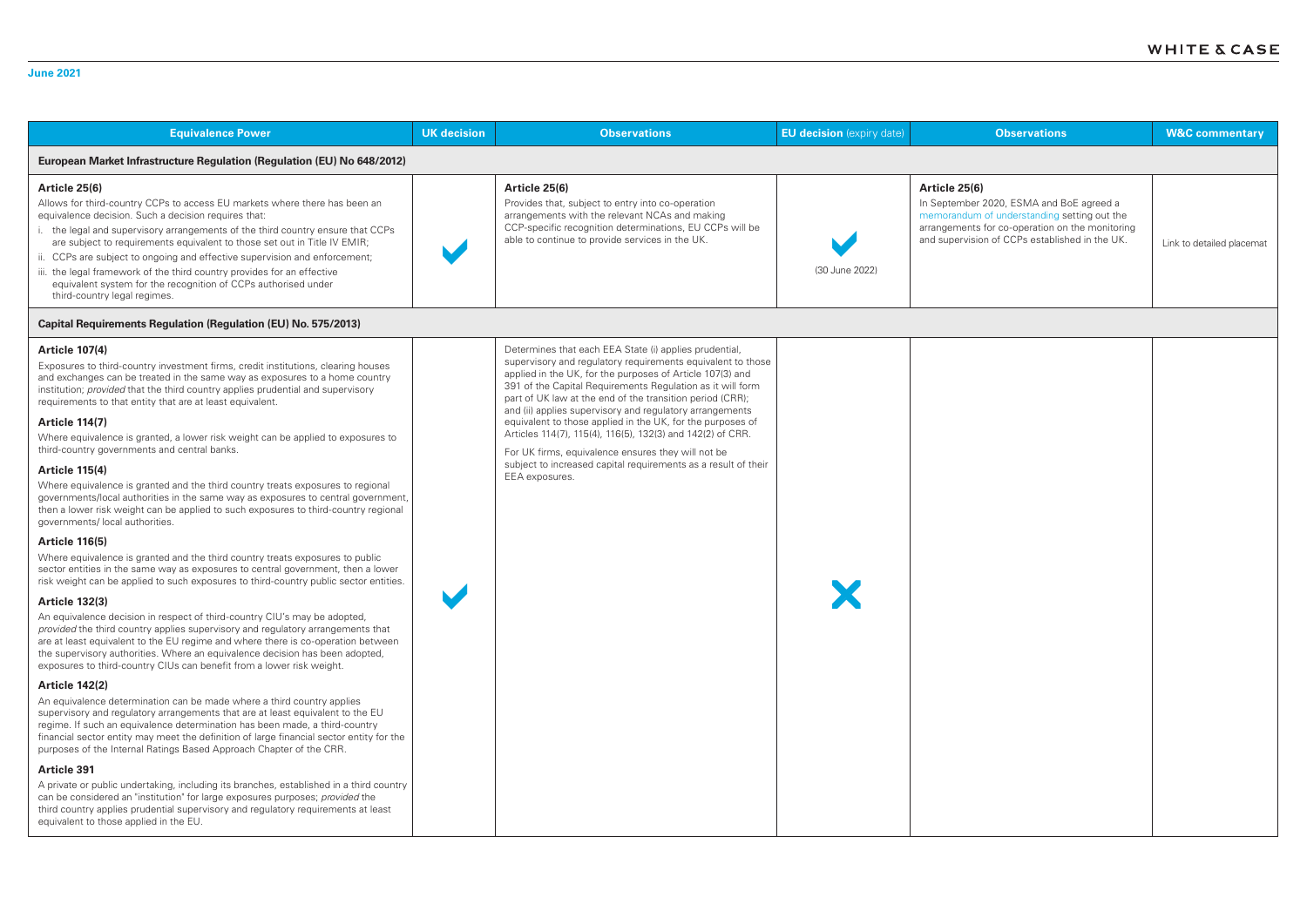June 2021

| Equivalence Power | UK decision | Observations | EU decision (expiry date) | Observations | W&C commentary |
|---|---|---|---|---|---|
| **European Market Infrastructure Regulation (Regulation (EU) No 648/2012)** | | | | | |
| **Article 25(6)**<br>Allows for third-country CCPs to access EU markets where there has been an equivalence decision. Such a decision requires that:<br>i. the legal and supervisory arrangements of the third country ensure that CCPs are subject to requirements equivalent to those set out in Title IV EMIR;<br>ii. CCPs are subject to ongoing and effective supervision and enforcement;<br>iii. the legal framework of the third country provides for an effective equivalent system for the recognition of CCPs authorised under third-country legal regimes. | ✔ | **Article 25(6)**<br>Provides that, subject to entry into co-operation arrangements with the relevant NCAs and making CCP-specific recognition determinations, EU CCPs will be able to continue to provide services in the UK. | ✔<br>(30 June 2022) | **Article 25(6)**<br>In September 2020, ESMA and BoE agreed a memorandum of understanding setting out the arrangements for co-operation on the monitoring and supervision of CCPs established in the UK. | Link to detailed placemat |
| **Capital Requirements Regulation (Regulation (EU) No. 575/2013)** | | | | | |
| **Article 107(4)**<br>Exposures to third-country investment firms, credit institutions, clearing houses and exchanges can be treated in the same way as exposures to a home country institution; *provided* that the third country applies prudential and supervisory requirements to that entity that are at least equivalent.<br>**Article 114(7)**<br>Where equivalence is granted, a lower risk weight can be applied to exposures to third-country governments and central banks.<br>**Article 115(4)**<br>Where equivalence is granted and the third country treats exposures to regional governments/local authorities in the same way as exposures to central government, then a lower risk weight can be applied to such exposures to third-country regional governments/ local authorities.<br>**Article 116(5)**<br>Where equivalence is granted and the third country treats exposures to public sector entities in the same way as exposures to central government, then a lower risk weight can be applied to such exposures to third-country public sector entities.<br>**Article 132(3)**<br>An equivalence decision in respect of third-country CIU's may be adopted, *provided* the third country applies supervisory and regulatory arrangements that are at least equivalent to the EU regime and where there is co-operation between the supervisory authorities. Where an equivalence decision has been adopted, exposures to third-country CIUs can benefit from a lower risk weight.<br>**Article 142(2)**<br>An equivalence determination can be made where a third country applies supervisory and regulatory arrangements that are at least equivalent to the EU regime. If such an equivalence determination has been made, a third-country financial sector entity may meet the definition of large financial sector entity for the purposes of the Internal Ratings Based Approach Chapter of the CRR.<br>**Article 391**<br>A private or public undertaking, including its branches, established in a third country can be considered an "institution" for large exposures purposes; *provided* the third country applies prudential supervisory and regulatory requirements at least equivalent to those applied in the EU. | ✔ | Determines that each EEA State (i) applies prudential, supervisory and regulatory requirements equivalent to those applied in the UK, for the purposes of Article 107(3) and 391 of the Capital Requirements Regulation as it will form part of UK law at the end of the transition period (CRR); and (ii) applies supervisory and regulatory arrangements equivalent to those applied in the UK, for the purposes of Articles 114(7), 115(4), 116(5), 132(3) and 142(2) of CRR.<br>For UK firms, equivalence ensures they will not be subject to increased capital requirements as a result of their EEA exposures. | ✘ | | |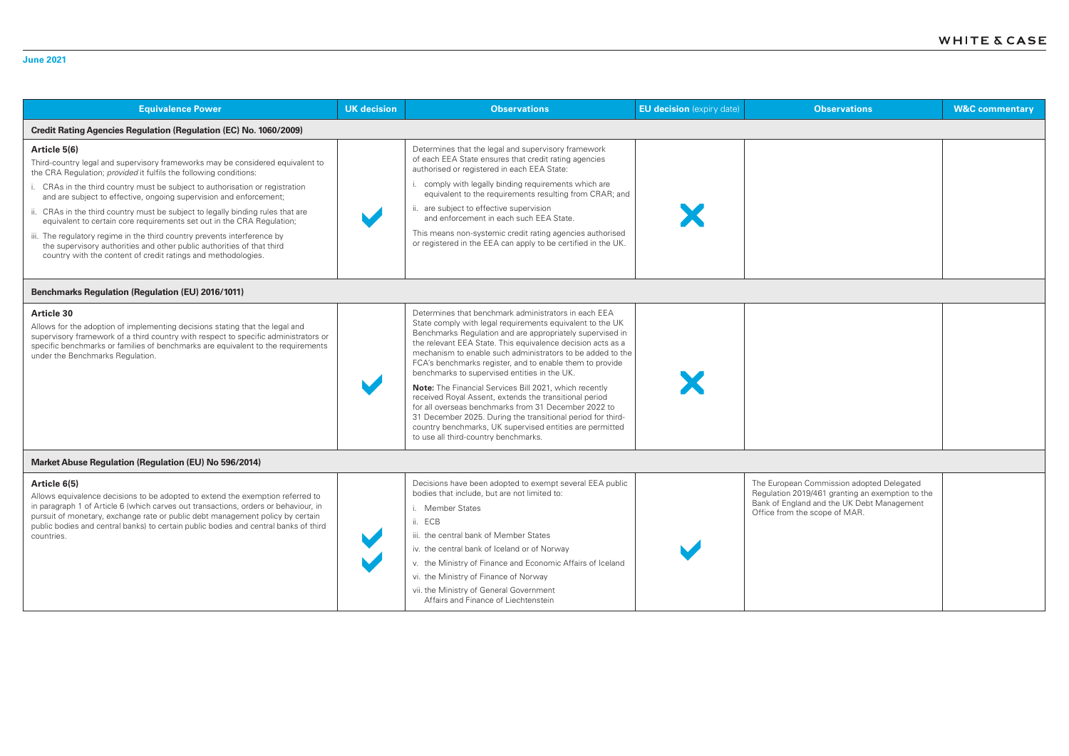| Equivalence Power | UK decision | Observations | EU decision (expiry date) | Observations | W&C commentary |
|---|---|---|---|---|---|
| **Credit Rating Agencies Regulation (Regulation (EC) No. 1060/2009)** | | | | | |
| **Article 5(6)**<br>Third-country legal and supervisory frameworks may be considered equivalent to the CRA Regulation; *provided* it fulfils the following conditions:<br>i. CRAs in the third country must be subject to authorisation or registration and are subject to effective, ongoing supervision and enforcement;<br>ii. CRAs in the third country must be subject to legally binding rules that are equivalent to certain core requirements set out in the CRA Regulation;<br>iii. The regulatory regime in the third country prevents interference by the supervisory authorities and other public authorities of that third country with the content of credit ratings and methodologies. | ✔ | Determines that the legal and supervisory framework of each EEA State ensures that credit rating agencies authorised or registered in each EEA State:<br>i. comply with legally binding requirements which are equivalent to the requirements resulting from CRAR; and<br>ii. are subject to effective supervision and enforcement in each such EEA State.<br>This means non-systemic credit rating agencies authorised or registered in the EEA can apply to be certified in the UK. | ✘ | | |
| **Benchmarks Regulation (Regulation (EU) 2016/1011)** | | | | | |
| **Article 30**<br>Allows for the adoption of implementing decisions stating that the legal and supervisory framework of a third country with respect to specific administrators or specific benchmarks or families of benchmarks are equivalent to the requirements under the Benchmarks Regulation. | ✔ | Determines that benchmark administrators in each EEA State comply with legal requirements equivalent to the UK Benchmarks Regulation and are appropriately supervised in the relevant EEA State. This equivalence decision acts as a mechanism to enable such administrators to be added to the FCA's benchmarks register, and to enable them to provide benchmarks to supervised entities in the UK.<br>**Note:** The Financial Services Bill 2021, which recently received Royal Assent, extends the transitional period for all overseas benchmarks from 31 December 2022 to 31 December 2025. During the transitional period for third-country benchmarks, UK supervised entities are permitted to use all third-country benchmarks. | ✘ | | |
| **Market Abuse Regulation (Regulation (EU) No 596/2014)** | | | | | |
| **Article 6(5)**<br>Allows equivalence decisions to be adopted to extend the exemption referred to in paragraph 1 of Article 6 (which carves out transactions, orders or behaviour, in pursuit of monetary, exchange rate or public debt management policy by certain public bodies and central banks) to certain public bodies and central banks of third countries. | ✔✔ | Decisions have been adopted to exempt several EEA public bodies that include, but are not limited to:<br>i. Member States<br>ii. ECB<br>iii. the central bank of Member States<br>iv. the central bank of Iceland or of Norway<br>v. the Ministry of Finance and Economic Affairs of Iceland<br>vi. the Ministry of Finance of Norway<br>vii. the Ministry of General Government Affairs and Finance of Liechtenstein | ✔ | The European Commission adopted Delegated Regulation 2019/461 granting an exemption to the Bank of England and the UK Debt Management Office from the scope of MAR. | |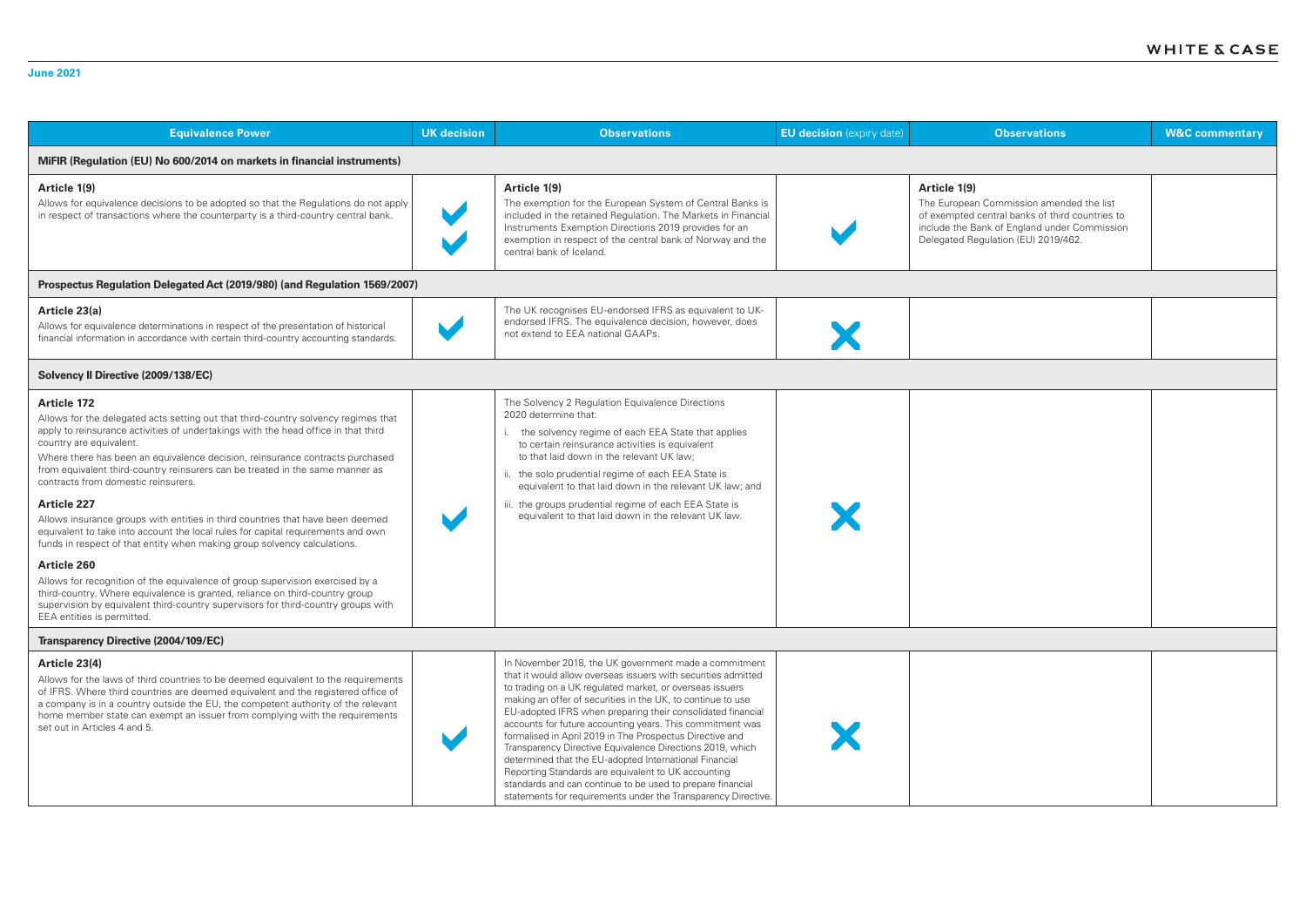June 2021

| Equivalence Power | UK decision | Observations | EU decision (expiry date) | Observations | W&C commentary |
|---|---|---|---|---|---|
| **MiFIR (Regulation (EU) No 600/2014 on markets in financial instruments)** | | | | | |
| **Article 1(9)**<br>Allows for equivalence decisions to be adopted so that the Regulations do not apply in respect of transactions where the counterparty is a third-country central bank. | ✔ ✔ | **Article 1(9)**<br>The exemption for the European System of Central Banks is included in the retained Regulation. The Markets in Financial Instruments Exemption Directions 2019 provides for an exemption in respect of the central bank of Norway and the central bank of Iceland. | ✔ | **Article 1(9)**<br>The European Commission amended the list of exempted central banks of third countries to include the Bank of England under Commission Delegated Regulation (EU) 2019/462. | |
| **Prospectus Regulation Delegated Act (2019/980) (and Regulation 1569/2007)** | | | | | |
| **Article 23(a)**<br>Allows for equivalence determinations in respect of the presentation of historical financial information in accordance with certain third-country accounting standards. | ✔ | The UK recognises EU-endorsed IFRS as equivalent to UK-endorsed IFRS. The equivalence decision, however, does not extend to EEA national GAAPs. | ✘ | | |
| **Solvency II Directive (2009/138/EC)** | | | | | |
| **Article 172**<br>Allows for the delegated acts setting out that third-country solvency regimes that apply to reinsurance activities of undertakings with the head office in that third country are equivalent.<br>Where there has been an equivalence decision, reinsurance contracts purchased from equivalent third-country reinsurers can be treated in the same manner as contracts from domestic reinsurers.<br>**Article 227**<br>Allows insurance groups with entities in third countries that have been deemed equivalent to take into account the local rules for capital requirements and own funds in respect of that entity when making group solvency calculations.<br>**Article 260**<br>Allows for recognition of the equivalence of group supervision exercised by a third-country. Where equivalence is granted, reliance on third-country group supervision by equivalent third-country supervisors for third-country groups with EEA entities is permitted. | ✔ | The Solvency 2 Regulation Equivalence Directions 2020 determine that:<br>i. the solvency regime of each EEA State that applies to certain reinsurance activities is equivalent to that laid down in the relevant UK law;<br>ii. the solo prudential regime of each EEA State is equivalent to that laid down in the relevant UK law; and<br>iii. the groups prudential regime of each EEA State is equivalent to that laid down in the relevant UK law. | ✘ | | |
| **Transparency Directive (2004/109/EC)** | | | | | |
| **Article 23(4)**<br>Allows for the laws of third countries to be deemed equivalent to the requirements of IFRS. Where third countries are deemed equivalent and the registered office of a company is in a country outside the EU, the competent authority of the relevant home member state can exempt an issuer from complying with the requirements set out in Articles 4 and 5. | ✔ | In November 2018, the UK government made a commitment that it would allow overseas issuers with securities admitted to trading on a UK regulated market, or overseas issuers making an offer of securities in the UK, to continue to use EU-adopted IFRS when preparing their consolidated financial accounts for future accounting years. This commitment was formalised in April 2019 in The Prospectus Directive and Transparency Directive Equivalence Directions 2019, which determined that the EU-adopted International Financial Reporting Standards are equivalent to UK accounting standards and can continue to be used to prepare financial statements for requirements under the Transparency Directive. | ✘ | | |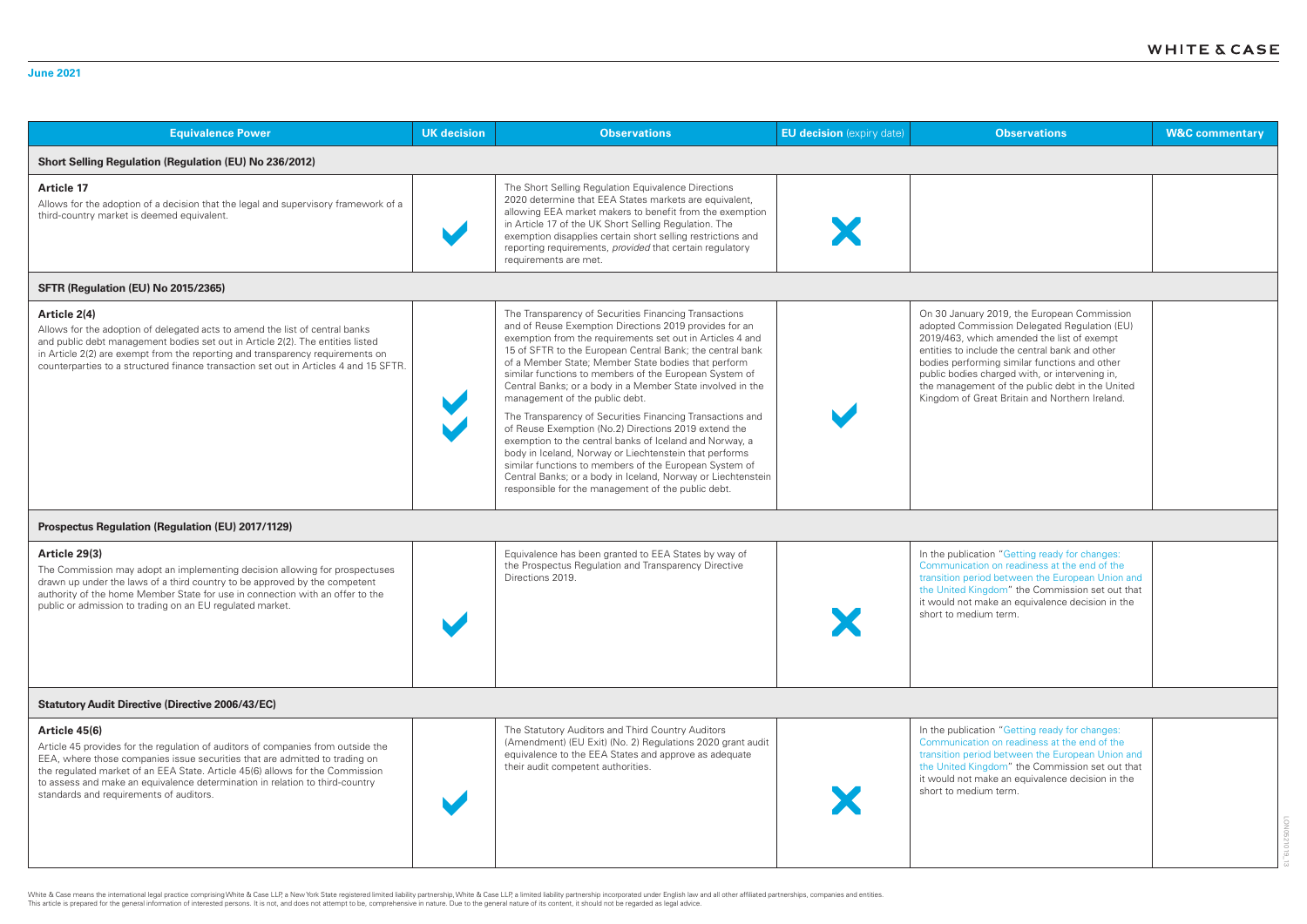June 2021

| Equivalence Power | UK decision | Observations | EU decision (expiry date) | Observations | W&C commentary |
|---|---|---|---|---|---|
| **Short Selling Regulation (Regulation (EU) No 236/2012)** | | | | | |
| **Article 17** Allows for the adoption of a decision that the legal and supervisory framework of a third-country market is deemed equivalent. | ✔ | The Short Selling Regulation Equivalence Directions 2020 determine that EEA States markets are equivalent, allowing EEA market makers to benefit from the exemption in Article 17 of the UK Short Selling Regulation. The exemption disapplies certain short selling restrictions and reporting requirements, *provided* that certain regulatory requirements are met. | ✘ | | |
| **SFTR (Regulation (EU) No 2015/2365)** | | | | | |
| **Article 2(4)** Allows for the adoption of delegated acts to amend the list of central banks and public debt management bodies set out in Article 2(2). The entities listed in Article 2(2) are exempt from the reporting and transparency requirements on counterparties to a structured finance transaction set out in Articles 4 and 15 SFTR. | ✔ ✔ | The Transparency of Securities Financing Transactions and of Reuse Exemption Directions 2019 provides for an exemption from the requirements set out in Articles 4 and 15 of SFTR to the European Central Bank; the central bank of a Member State; Member State bodies that perform similar functions to members of the European System of Central Banks; or a body in a Member State involved in the management of the public debt. The Transparency of Securities Financing Transactions and of Reuse Exemption (No.2) Directions 2019 extend the exemption to the central banks of Iceland and Norway, a body in Iceland, Norway or Liechtenstein that performs similar functions to members of the European System of Central Banks; or a body in Iceland, Norway or Liechtenstein responsible for the management of the public debt. | ✔ | On 30 January 2019, the European Commission adopted Commission Delegated Regulation (EU) 2019/463, which amended the list of exempt entities to include the central bank and other bodies performing similar functions and other public bodies charged with, or intervening in, the management of the public debt in the United Kingdom of Great Britain and Northern Ireland. | |
| **Prospectus Regulation (Regulation (EU) 2017/1129)** | | | | | |
| **Article 29(3)** The Commission may adopt an implementing decision allowing for prospectuses drawn up under the laws of a third country to be approved by the competent authority of the home Member State for use in connection with an offer to the public or admission to trading on an EU regulated market. | ✔ | Equivalence has been granted to EEA States by way of the Prospectus Regulation and Transparency Directive Directions 2019. | ✘ | In the publication "Getting ready for changes: Communication on readiness at the end of the transition period between the European Union and the United Kingdom" the Commission set out that it would not make an equivalence decision in the short to medium term. | |
| **Statutory Audit Directive (Directive 2006/43/EC)** | | | | | |
| **Article 45(6)** Article 45 provides for the regulation of auditors of companies from outside the EEA, where those companies issue securities that are admitted to trading on the regulated market of an EEA State. Article 45(6) allows for the Commission to assess and make an equivalence determination in relation to third-country standards and requirements of auditors. | ✔ | The Statutory Auditors and Third Country Auditors (Amendment) (EU Exit) (No. 2) Regulations 2020 grant audit equivalence to the EEA States and approve as adequate their audit competent authorities. | ✘ | In the publication "Getting ready for changes: Communication on readiness at the end of the transition period between the European Union and the United Kingdom" the Commission set out that it would not make an equivalence decision in the short to medium term. | |

White & Case means the international legal practice comprising White & Case LLP, a New York State registered limited liability partnership, White & Case LLP, a limited liability partnership incorporated under English law and all other affiliated partnerships, companies and entities.
This article is prepared for the general information of interested persons. It is not, and does not attempt to be, comprehensive in nature. Due to the general nature of its content, it should not be regarded as legal advice.